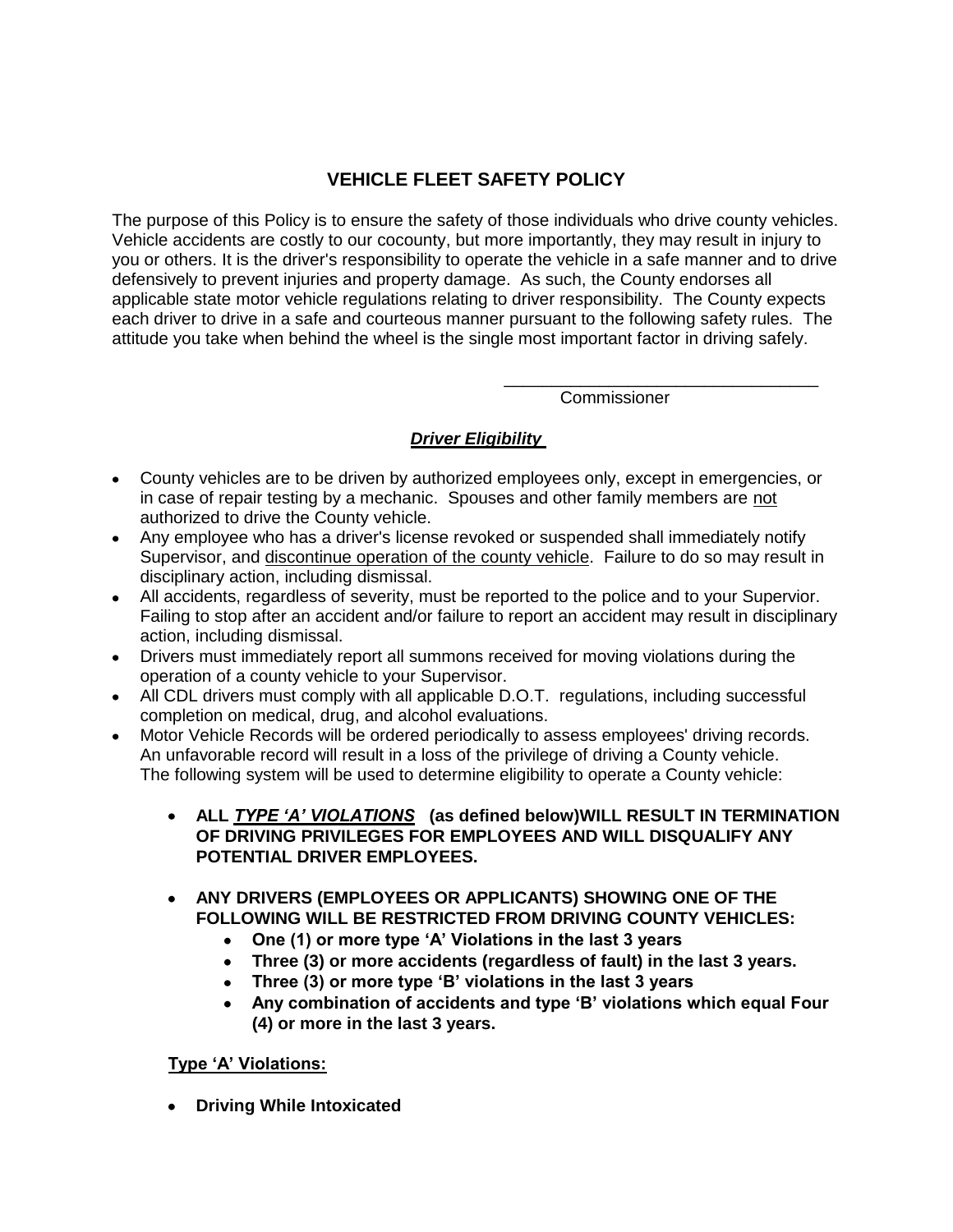# VEHICLE FLEET SAFETY POLICY

The purpose of this Policy is to ensure the safety of those individuals who drive county vehicles. Vehicle accidents are costly to our cocounty, but more importantly, they may result in injury to you or others. It is the driver's responsibility to operate the vehicle in a safe manner and to drive defensively to prevent injuries and property damage. As such, the County endorses all applicable state motor vehicle regulations relating to driver responsibility. The County expects each driver to drive in a safe and courteous manner pursuant to the following safety rules. The attitude you take when behind the wheel is the single most important factor in driving safely.

\_\_\_\_\_\_\_\_\_\_\_\_\_\_\_\_\_\_\_\_\_\_\_\_\_\_\_\_\_\_\_\_

Commissioner

## ***Driver Eligibility***

- County vehicles are to be driven by authorized employees only, except in emergencies, or in case of repair testing by a mechanic. Spouses and other family members are <u>not</u> authorized to drive the County vehicle.
- Any employee who has a driver's license revoked or suspended shall immediately notify Supervisor, and <u>discontinue operation of the county vehicle</u>. Failure to do so may result in disciplinary action, including dismissal.
- All accidents, regardless of severity, must be reported to the police and to your Supervior. Failing to stop after an accident and/or failure to report an accident may result in disciplinary action, including dismissal.
- Drivers must immediately report all summons received for moving violations during the operation of a county vehicle to your Supervisor.
- All CDL drivers must comply with all applicable D.O.T. regulations, including successful completion on medical, drug, and alcohol evaluations.
- Motor Vehicle Records will be ordered periodically to assess employees' driving records. An unfavorable record will result in a loss of the privilege of driving a County vehicle. The following system will be used to determine eligibility to operate a County vehicle:

  - **ALL *<u>TYPE 'A' VIOLATIONS</u>* (as defined below)WILL RESULT IN TERMINATION OF DRIVING PRIVILEGES FOR EMPLOYEES AND WILL DISQUALIFY ANY POTENTIAL DRIVER EMPLOYEES.**

  - **ANY DRIVERS (EMPLOYEES OR APPLICANTS) SHOWING ONE OF THE FOLLOWING WILL BE RESTRICTED FROM DRIVING COUNTY VEHICLES:**
    - **One (1) or more type 'A' Violations in the last 3 years**
    - **Three (3) or more accidents (regardless of fault) in the last 3 years.**
    - **Three (3) or more type 'B' violations in the last 3 years**
    - **Any combination of accidents and type 'B' violations which equal Four (4) or more in the last 3 years.**

  **<u>Type 'A' Violations:</u>**

  - **Driving While Intoxicated**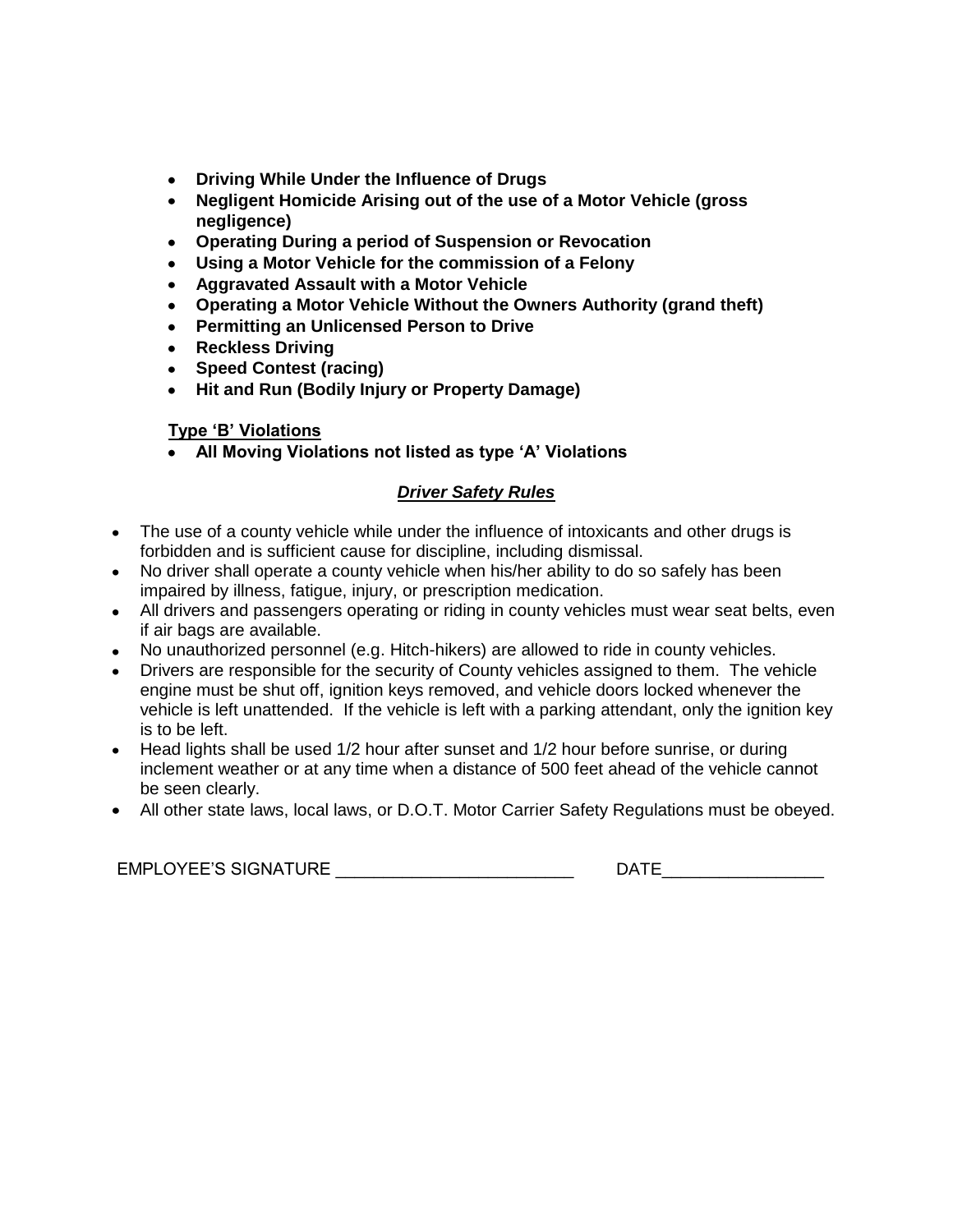- **Driving While Under the Influence of Drugs**
- **Negligent Homicide Arising out of the use of a Motor Vehicle (gross negligence)**
- **Operating During a period of Suspension or Revocation**
- **Using a Motor Vehicle for the commission of a Felony**
- **Aggravated Assault with a Motor Vehicle**
- **Operating a Motor Vehicle Without the Owners Authority (grand theft)**
- **Permitting an Unlicensed Person to Drive**
- **Reckless Driving**
- **Speed Contest (racing)**
- **Hit and Run (Bodily Injury or Property Damage)**

**Type ‘B’ Violations**

- **All Moving Violations not listed as type ‘A’ Violations**

***Driver Safety Rules***

- The use of a county vehicle while under the influence of intoxicants and other drugs is forbidden and is sufficient cause for discipline, including dismissal.
- No driver shall operate a county vehicle when his/her ability to do so safely has been impaired by illness, fatigue, injury, or prescription medication.
- All drivers and passengers operating or riding in county vehicles must wear seat belts, even if air bags are available.
- No unauthorized personnel (e.g. Hitch-hikers) are allowed to ride in county vehicles.
- Drivers are responsible for the security of County vehicles assigned to them. The vehicle engine must be shut off, ignition keys removed, and vehicle doors locked whenever the vehicle is left unattended. If the vehicle is left with a parking attendant, only the ignition key is to be left.
- Head lights shall be used 1/2 hour after sunset and 1/2 hour before sunrise, or during inclement weather or at any time when a distance of 500 feet ahead of the vehicle cannot be seen clearly.
- All other state laws, local laws, or D.O.T. Motor Carrier Safety Regulations must be obeyed.

EMPLOYEE’S SIGNATURE _________________________ DATE_________________